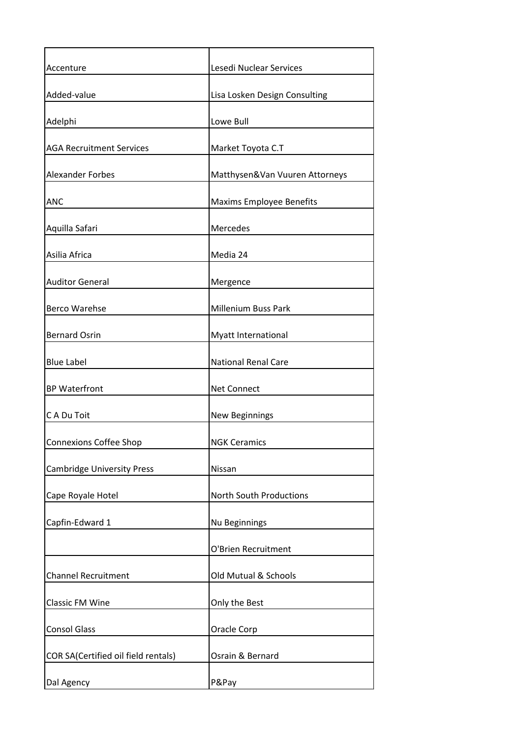| | |
|---|---|
| Accenture | Lesedi Nuclear Services |
| Added-value | Lisa Losken Design Consulting |
| Adelphi | Lowe Bull |
| AGA Recruitment Services | Market Toyota C.T |
| Alexander Forbes | Matthysen&Van Vuuren Attorneys |
| ANC | Maxims Employee Benefits |
| Aquilla Safari | Mercedes |
| Asilia Africa | Media 24 |
| Auditor General | Mergence |
| Berco Warehse | Millenium Buss Park |
| Bernard Osrin | Myatt International |
| Blue Label | National Renal Care |
| BP Waterfront | Net Connect |
| C A Du Toit | New Beginnings |
| Connexions Coffee Shop | NGK Ceramics |
| Cambridge University Press | Nissan |
| Cape Royale Hotel | North South Productions |
| Capfin-Edward 1 | Nu Beginnings |
| | O'Brien Recruitment |
| Channel Recruitment | Old Mutual & Schools |
| Classic FM Wine | Only the Best |
| Consol Glass | Oracle Corp |
| COR SA(Certified oil field rentals) | Osrain & Bernard |
| Dal Agency | P&Pay |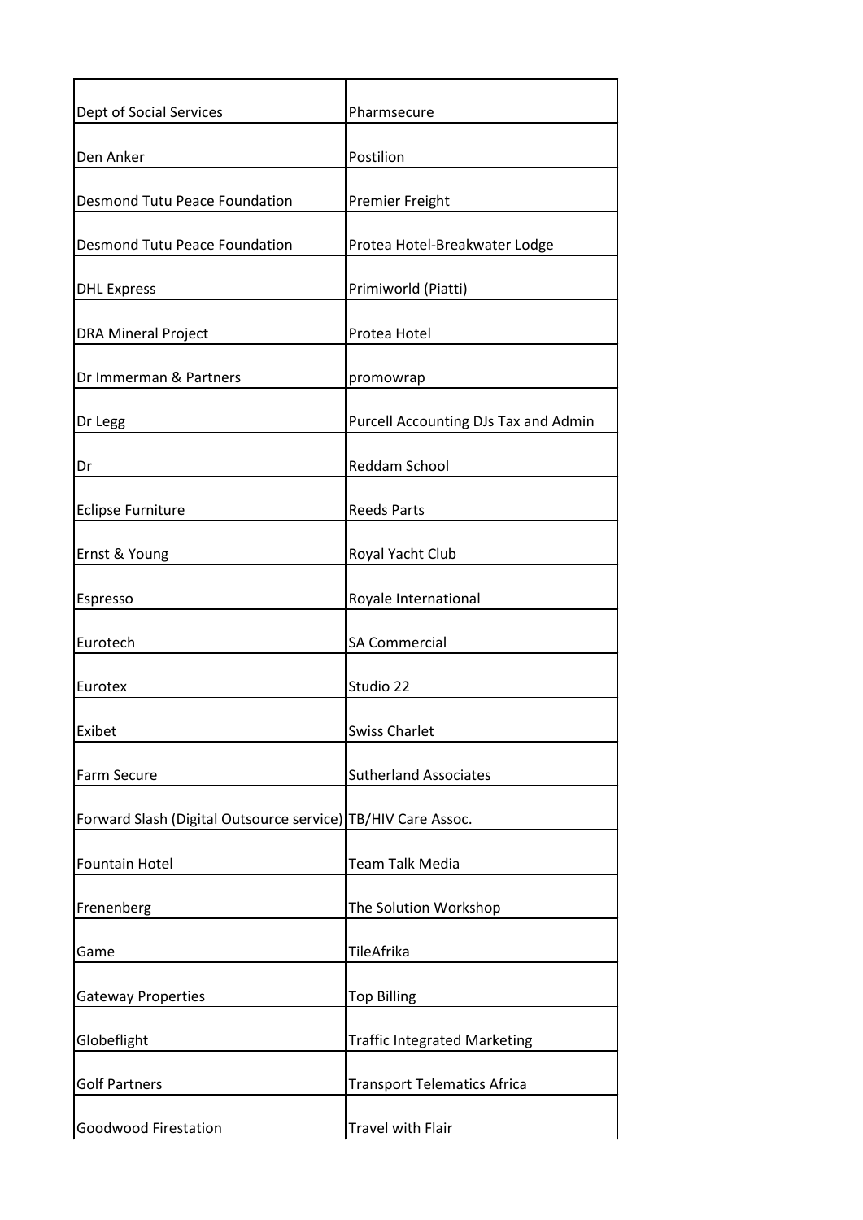| | |
|---|---|
| Dept of Social Services | Pharmsecure |
| Den Anker | Postilion |
| Desmond Tutu Peace Foundation | Premier Freight |
| Desmond Tutu Peace Foundation | Protea Hotel-Breakwater Lodge |
| DHL Express | Primiworld (Piatti) |
| DRA Mineral Project | Protea Hotel |
| Dr Immerman & Partners | promowrap |
| Dr Legg | Purcell Accounting DJs Tax and Admin |
| Dr | Reddam School |
| Eclipse Furniture | Reeds Parts |
| Ernst & Young | Royal Yacht Club |
| Espresso | Royale International |
| Eurotech | SA Commercial |
| Eurotex | Studio 22 |
| Exibet | Swiss Charlet |
| Farm Secure | Sutherland Associates |
| Forward Slash (Digital Outsource service) | TB/HIV Care Assoc. |
| Fountain Hotel | Team Talk Media |
| Frenenberg | The Solution Workshop |
| Game | TileAfrika |
| Gateway Properties | Top Billing |
| Globeflight | Traffic Integrated Marketing |
| Golf Partners | Transport Telematics Africa |
| Goodwood Firestation | Travel with Flair |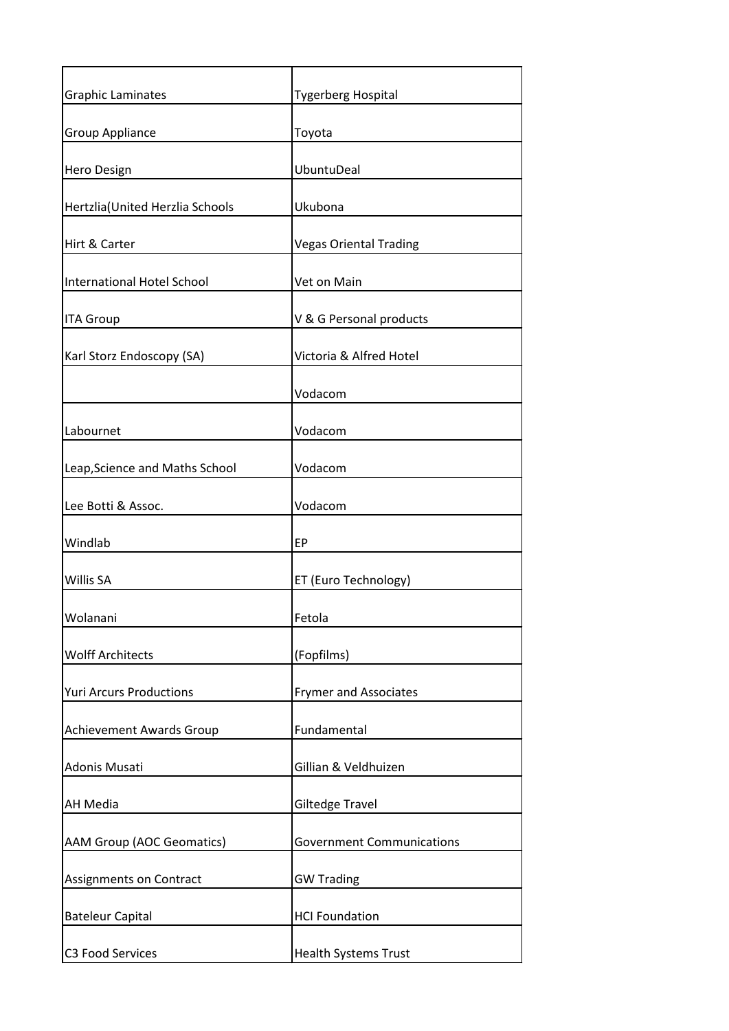| | |
|---|---|
| Graphic Laminates | Tygerberg Hospital |
| Group Appliance | Toyota |
| Hero Design | UbuntuDeal |
| Hertzlia(United Herzlia Schools | Ukubona |
| Hirt & Carter | Vegas Oriental Trading |
| International Hotel School | Vet on Main |
| ITA Group | V & G Personal products |
| Karl Storz Endoscopy (SA) | Victoria & Alfred Hotel |
| | Vodacom |
| Labournet | Vodacom |
| Leap,Science and Maths School | Vodacom |
| Lee Botti & Assoc. | Vodacom |
| Windlab | EP |
| Willis SA | ET (Euro Technology) |
| Wolanani | Fetola |
| Wolff Architects | (Fopfilms) |
| Yuri Arcurs Productions | Frymer and Associates |
| Achievement Awards Group | Fundamental |
| Adonis Musati | Gillian & Veldhuizen |
| AH Media | Giltedge Travel |
| AAM Group (AOC Geomatics) | Government Communications |
| Assignments on Contract | GW Trading |
| Bateleur Capital | HCI Foundation |
| C3 Food Services | Health Systems Trust |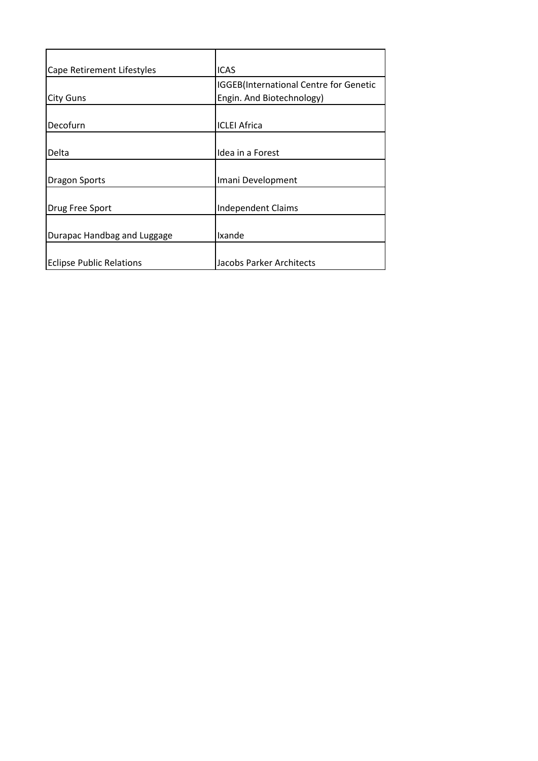| | |
|---|---|
| Cape Retirement Lifestyles | ICAS |
| City Guns | IGGEB(International Centre for Genetic Engin. And Biotechnology) |
| Decofurn | ICLEI Africa |
| Delta | Idea in a Forest |
| Dragon Sports | Imani Development |
| Drug Free Sport | Independent Claims |
| Durapac Handbag and Luggage | Ixande |
| Eclipse Public Relations | Jacobs Parker Architects |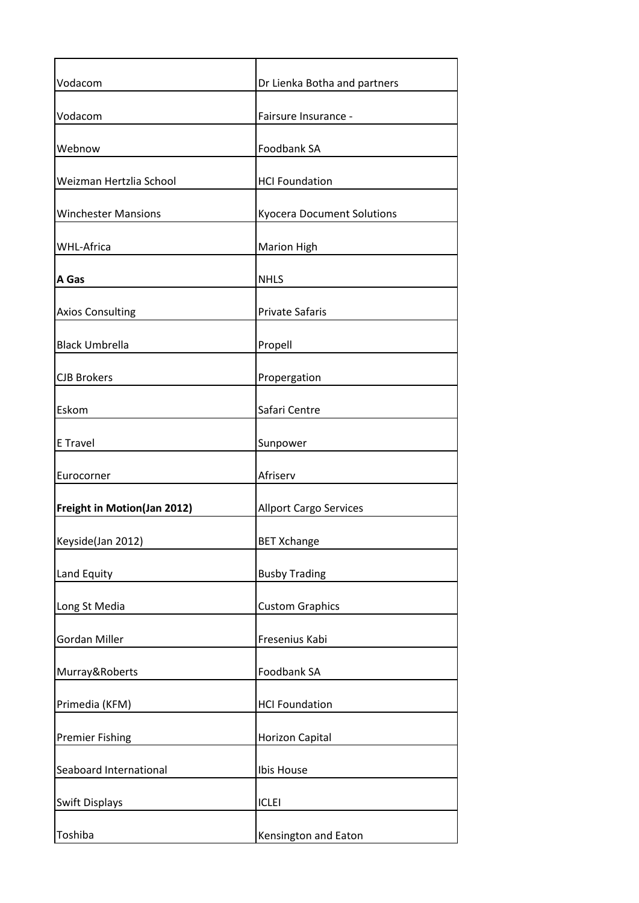| | |
|---|---|
| Vodacom | Dr Lienka Botha and partners |
| Vodacom | Fairsure Insurance - |
| Webnow | Foodbank SA |
| Weizman Hertzlia School | HCI Foundation |
| Winchester Mansions | Kyocera Document Solutions |
| WHL-Africa | Marion High |
| **A Gas** | NHLS |
| Axios Consulting | Private Safaris |
| Black Umbrella | Propell |
| CJB Brokers | Propergation |
| Eskom | Safari Centre |
| E Travel | Sunpower |
| Eurocorner | Afriserv |
| **Freight in Motion(Jan 2012)** | Allport Cargo Services |
| Keyside(Jan 2012) | BET Xchange |
| Land Equity | Busby Trading |
| Long St Media | Custom Graphics |
| Gordan Miller | Fresenius Kabi |
| Murray&Roberts | Foodbank SA |
| Primedia (KFM) | HCI Foundation |
| Premier Fishing | Horizon Capital |
| Seaboard International | Ibis House |
| Swift Displays | ICLEI |
| Toshiba | Kensington and Eaton |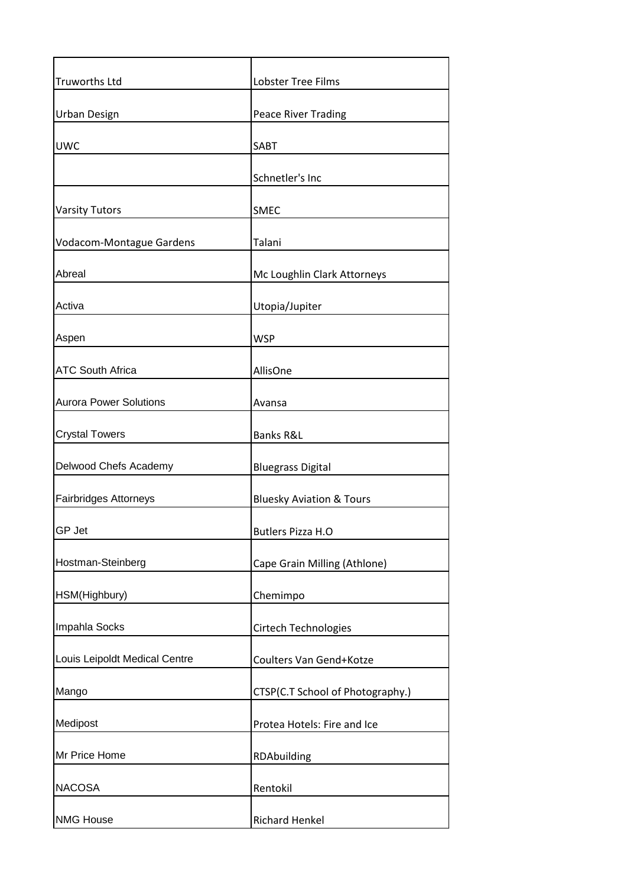| | |
|---|---|
| Truworths Ltd | Lobster Tree Films |
| Urban Design | Peace River Trading |
| UWC | SABT |
| | Schnetler's Inc |
| Varsity Tutors | SMEC |
| Vodacom-Montague Gardens | Talani |
| Abreal | Mc Loughlin Clark Attorneys |
| Activa | Utopia/Jupiter |
| Aspen | WSP |
| ATC South Africa | AllisOne |
| Aurora Power Solutions | Avansa |
| Crystal Towers | Banks R&L |
| Delwood Chefs Academy | Bluegrass Digital |
| Fairbridges Attorneys | Bluesky Aviation & Tours |
| GP Jet | Butlers Pizza H.O |
| Hostman-Steinberg | Cape Grain Milling (Athlone) |
| HSM(Highbury) | Chemimpo |
| Impahla Socks | Cirtech Technologies |
| Louis Leipoldt Medical Centre | Coulters Van Gend+Kotze |
| Mango | CTSP(C.T School of Photography.) |
| Medipost | Protea Hotels: Fire and Ice |
| Mr Price Home | RDAbuilding |
| NACOSA | Rentokil |
| NMG House | Richard Henkel |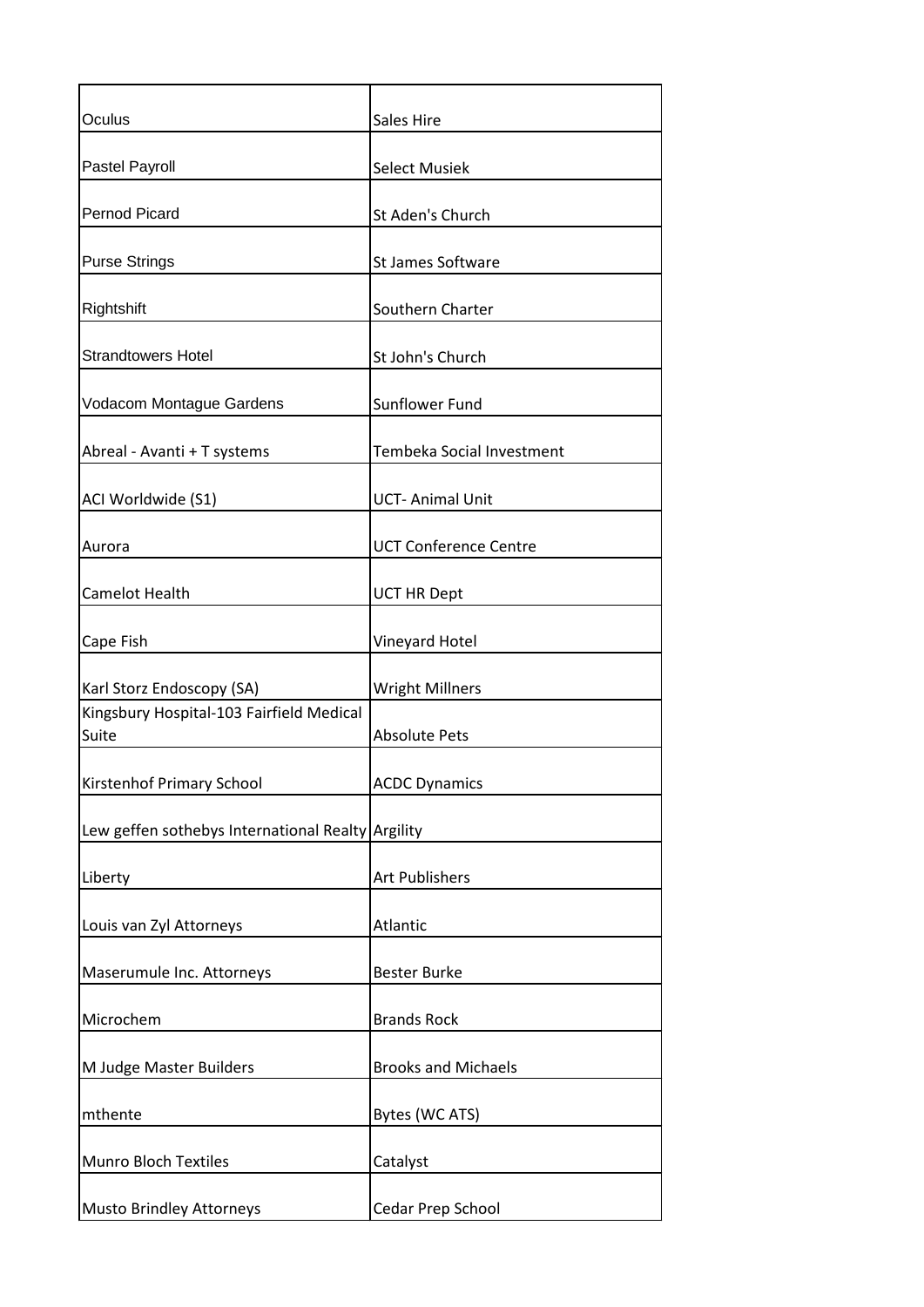| | |
|---|---|
| Oculus | Sales Hire |
| Pastel Payroll | Select Musiek |
| Pernod Picard | St Aden's Church |
| Purse Strings | St James Software |
| Rightshift | Southern Charter |
| Strandtowers Hotel | St John's Church |
| Vodacom Montague Gardens | Sunflower Fund |
| Abreal - Avanti + T systems | Tembeka Social Investment |
| ACI Worldwide (S1) | UCT- Animal Unit |
| Aurora | UCT Conference Centre |
| Camelot Health | UCT HR Dept |
| Cape Fish | Vineyard Hotel |
| Karl Storz Endoscopy (SA) | Wright Millners |
| Kingsbury Hospital-103 Fairfield Medical Suite | Absolute Pets |
| Kirstenhof Primary School | ACDC Dynamics |
| Lew geffen sothebys International Realty | Argility |
| Liberty | Art Publishers |
| Louis van Zyl Attorneys | Atlantic |
| Maserumule Inc. Attorneys | Bester Burke |
| Microchem | Brands Rock |
| M Judge Master Builders | Brooks and Michaels |
| mthente | Bytes (WC ATS) |
| Munro Bloch Textiles | Catalyst |
| Musto Brindley Attorneys | Cedar Prep School |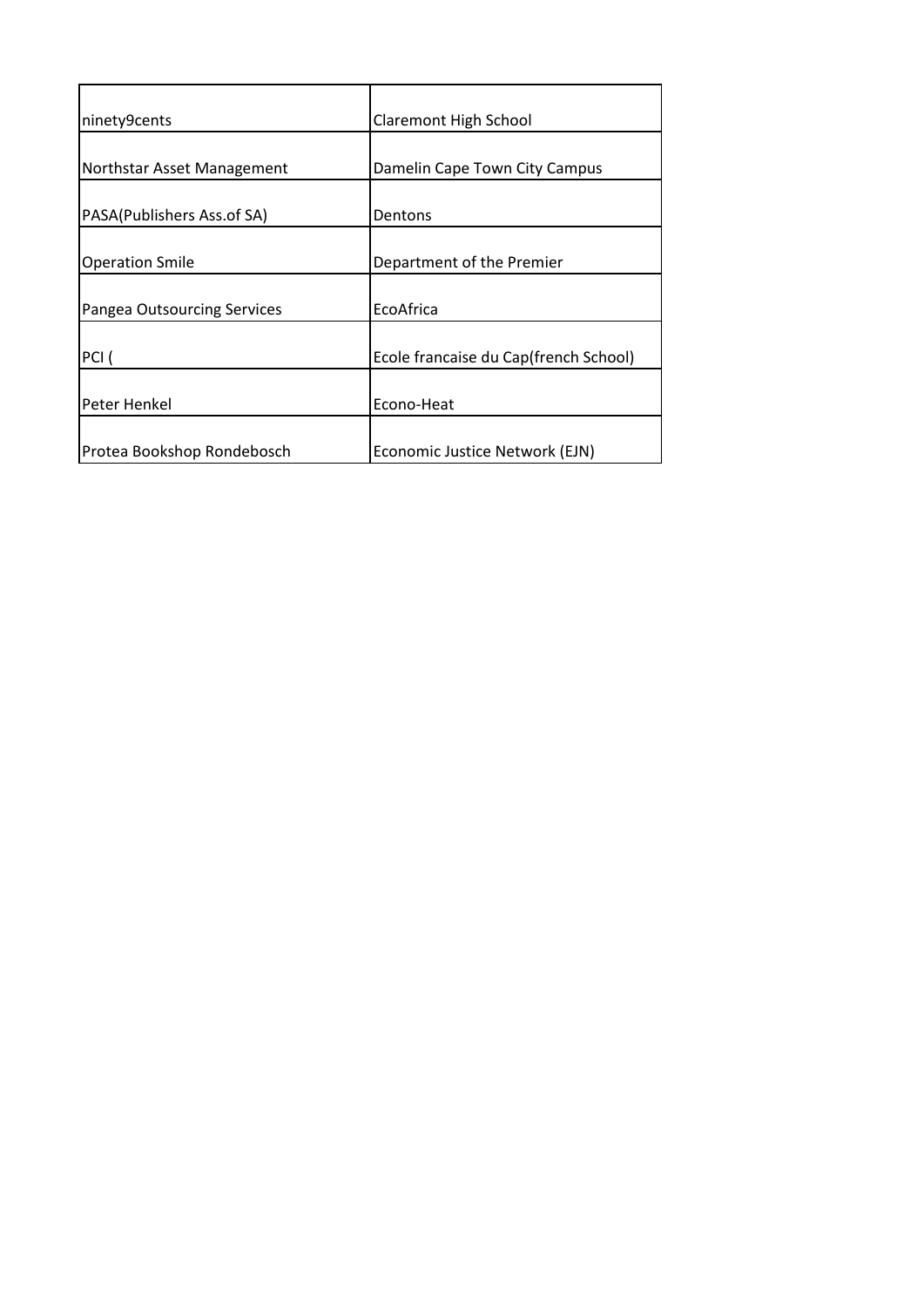| | |
|---|---|
| ninety9cents | Claremont High School |
| Northstar Asset Management | Damelin Cape Town City Campus |
| PASA(Publishers Ass.of SA) | Dentons |
| Operation Smile | Department of the Premier |
| Pangea Outsourcing Services | EcoAfrica |
| PCI ( | Ecole francaise du Cap(french School) |
| Peter Henkel | Econo-Heat |
| Protea Bookshop Rondebosch | Economic Justice Network (EJN) |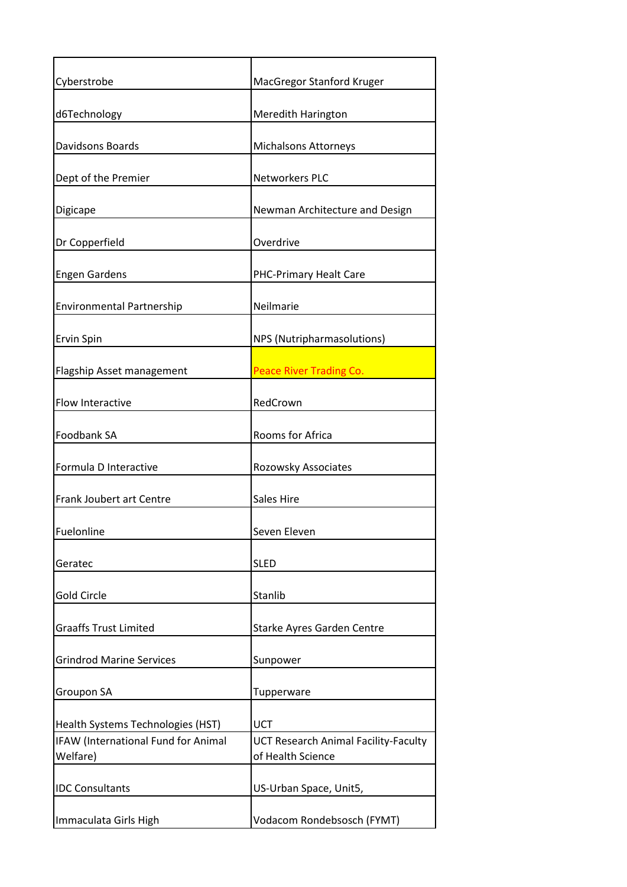| | |
|---|---|
| Cyberstrobe | MacGregor Stanford Kruger |
| d6Technology | Meredith Harington |
| Davidsons Boards | Michalsons Attorneys |
| Dept of the Premier | Networkers PLC |
| Digicape | Newman Architecture and Design |
| Dr Copperfield | Overdrive |
| Engen Gardens | PHC-Primary Healt Care |
| Environmental Partnership | Neilmarie |
| Ervin Spin | NPS (Nutripharmasolutions) |
| Flagship Asset management | Peace River Trading Co. |
| Flow Interactive | RedCrown |
| Foodbank SA | Rooms for Africa |
| Formula D Interactive | Rozowsky Associates |
| Frank Joubert art Centre | Sales Hire |
| Fuelonline | Seven Eleven |
| Geratec | SLED |
| Gold Circle | Stanlib |
| Graaffs Trust Limited | Starke Ayres Garden Centre |
| Grindrod Marine Services | Sunpower |
| Groupon SA | Tupperware |
| Health Systems Technologies (HST) | UCT |
| IFAW (International Fund for Animal Welfare) | UCT Research Animal Facility-Faculty of Health Science |
| IDC Consultants | US-Urban Space, Unit5, |
| Immaculata Girls High | Vodacom Rondebsosch (FYMT) |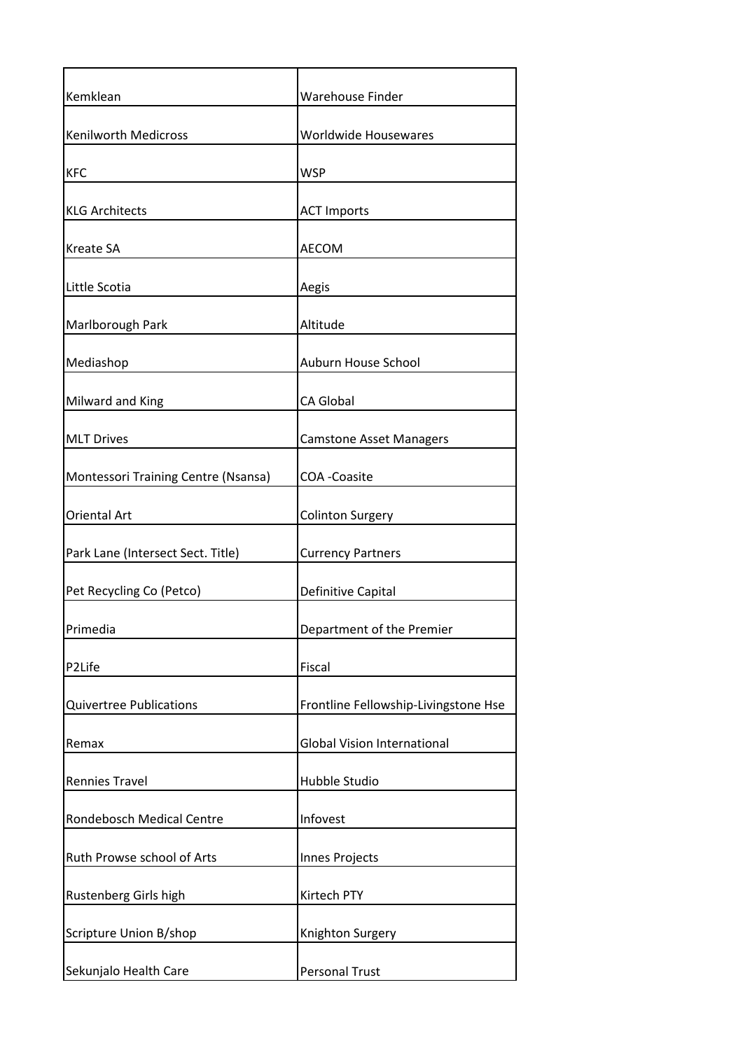| Kemklean | Warehouse Finder |
|---|---|
| Kenilworth Medicross | Worldwide Housewares |
| KFC | WSP |
| KLG Architects | ACT Imports |
| Kreate SA | AECOM |
| Little Scotia | Aegis |
| Marlborough Park | Altitude |
| Mediashop | Auburn House School |
| Milward and King | CA Global |
| MLT Drives | Camstone Asset Managers |
| Montessori Training Centre (Nsansa) | COA -Coasite |
| Oriental Art | Colinton Surgery |
| Park Lane (Intersect Sect. Title) | Currency Partners |
| Pet Recycling Co (Petco) | Definitive Capital |
| Primedia | Department of the Premier |
| P2Life | Fiscal |
| Quivertree Publications | Frontline Fellowship-Livingstone Hse |
| Remax | Global Vision International |
| Rennies Travel | Hubble Studio |
| Rondebosch Medical Centre | Infovest |
| Ruth Prowse school of Arts | Innes Projects |
| Rustenberg Girls high | Kirtech PTY |
| Scripture Union B/shop | Knighton Surgery |
| Sekunjalo Health Care | Personal Trust |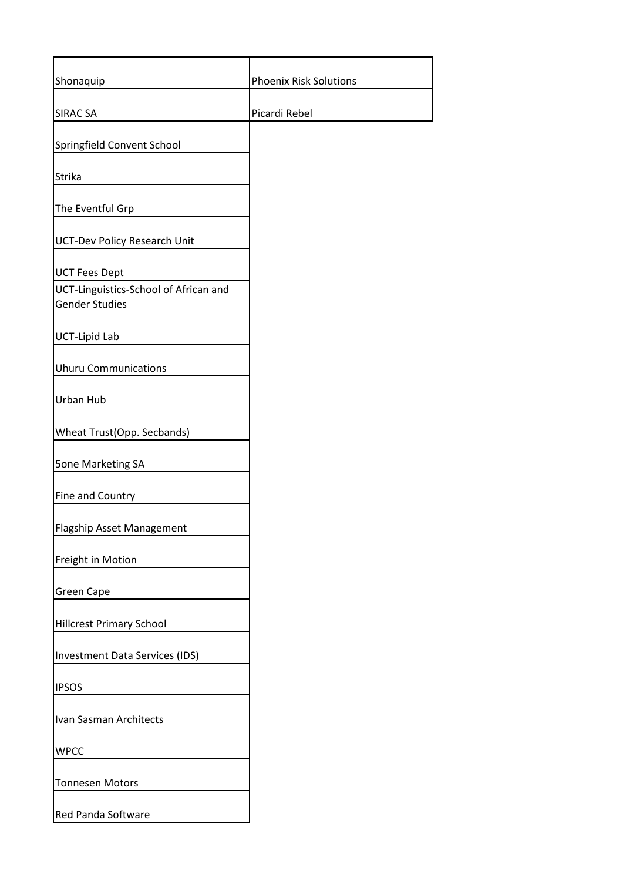| | |
|---|---|
| Shonaquip | Phoenix Risk Solutions |
| SIRAC SA | Picardi Rebel |
| Springfield Convent School | |
| Strika | |
| The Eventful Grp | |
| UCT-Dev Policy Research Unit | |
| UCT Fees Dept | |
| UCT-Linguistics-School of African and Gender Studies | |
| UCT-Lipid Lab | |
| Uhuru Communications | |
| Urban Hub | |
| Wheat Trust(Opp. Secbands) | |
| 5one Marketing SA | |
| Fine and Country | |
| Flagship Asset Management | |
| Freight in Motion | |
| Green Cape | |
| Hillcrest Primary School | |
| Investment Data Services (IDS) | |
| IPSOS | |
| Ivan Sasman Architects | |
| WPCC | |
| Tonnesen Motors | |
| Red Panda Software | |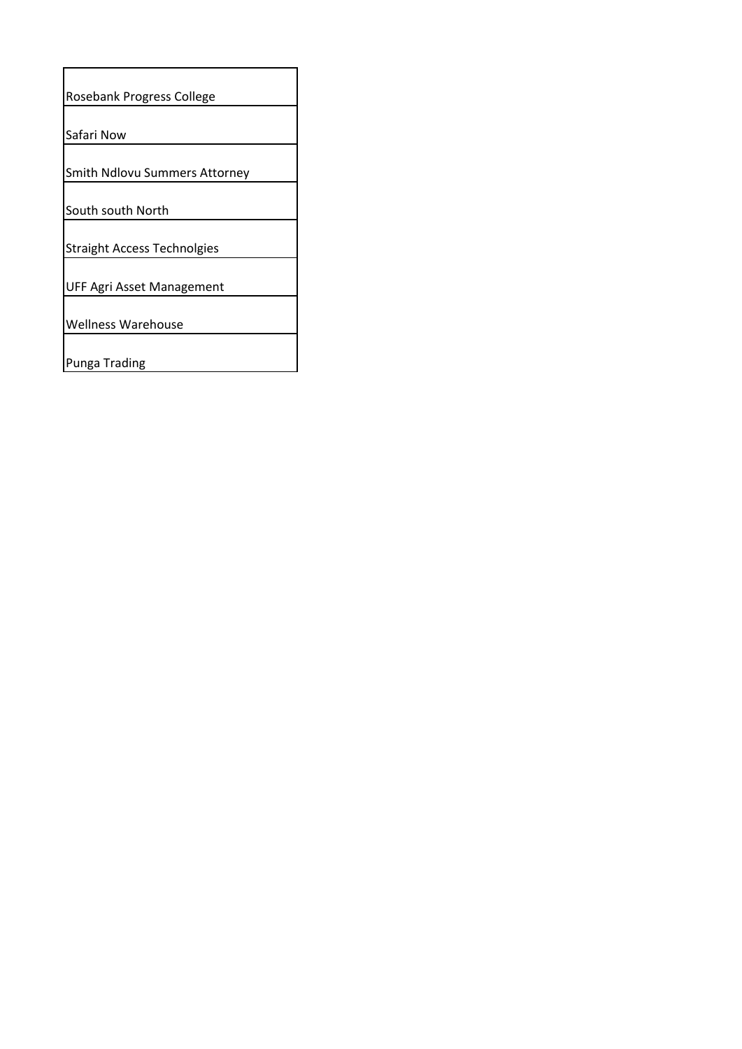| |
|---|
| Rosebank Progress College |
| Safari Now |
| Smith Ndlovu Summers Attorney |
| South south North |
| Straight Access Technolgies |
| UFF Agri Asset Management |
| Wellness Warehouse |
| Punga Trading |